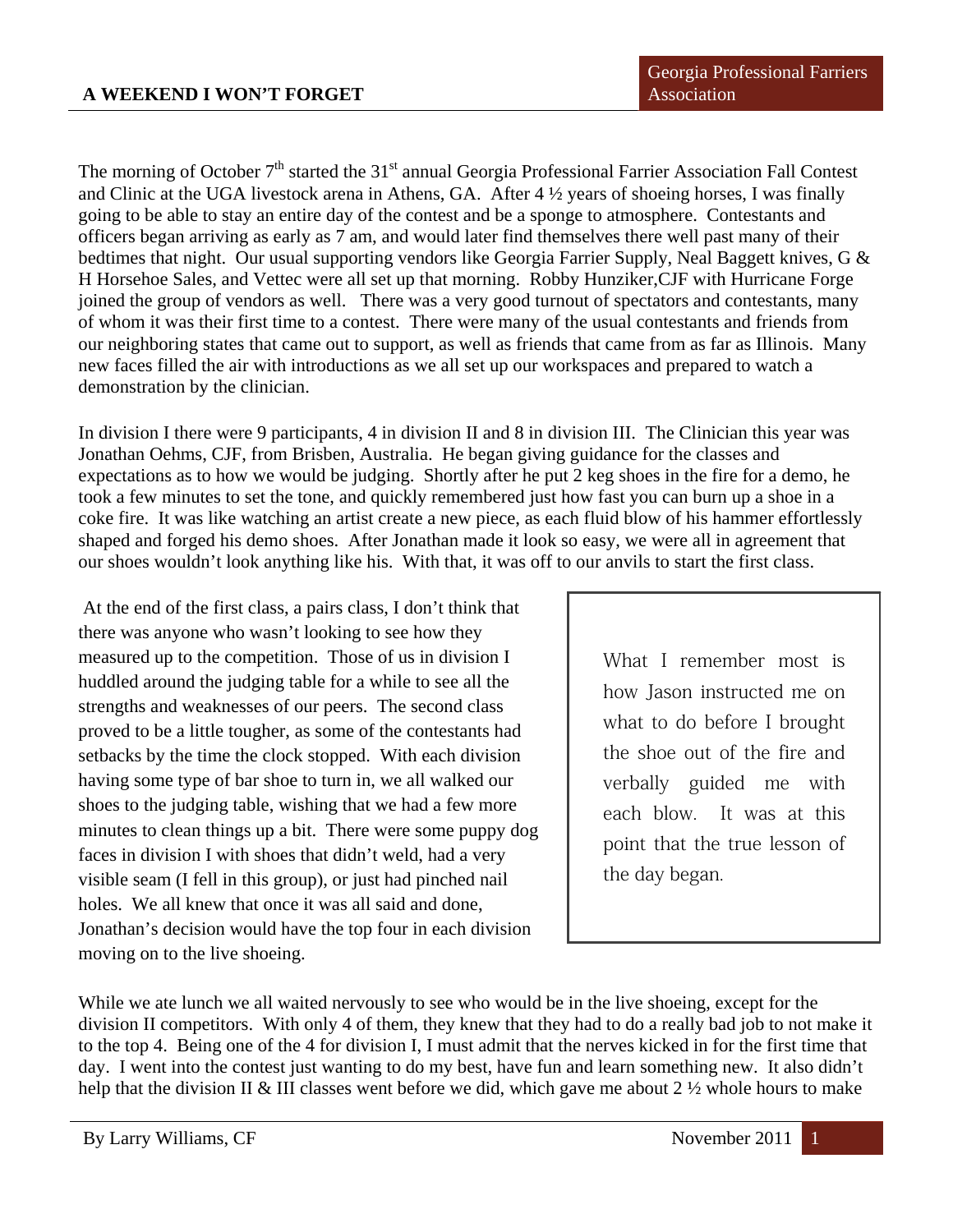# A WEEKEND I WON'T FORGET

Georgia Professional Farriers Association

The morning of October 7th started the 31st annual Georgia Professional Farrier Association Fall Contest and Clinic at the UGA livestock arena in Athens, GA. After 4 ½ years of shoeing horses, I was finally going to be able to stay an entire day of the contest and be a sponge to atmosphere. Contestants and officers began arriving as early as 7 am, and would later find themselves there well past many of their bedtimes that night. Our usual supporting vendors like Georgia Farrier Supply, Neal Baggett knives, G & H Horsehoe Sales, and Vettec were all set up that morning. Robby Hunziker,CJF with Hurricane Forge joined the group of vendors as well. There was a very good turnout of spectators and contestants, many of whom it was their first time to a contest. There were many of the usual contestants and friends from our neighboring states that came out to support, as well as friends that came from as far as Illinois. Many new faces filled the air with introductions as we all set up our workspaces and prepared to watch a demonstration by the clinician.

In division I there were 9 participants, 4 in division II and 8 in division III. The Clinician this year was Jonathan Oehms, CJF, from Brisben, Australia. He began giving guidance for the classes and expectations as to how we would be judging. Shortly after he put 2 keg shoes in the fire for a demo, he took a few minutes to set the tone, and quickly remembered just how fast you can burn up a shoe in a coke fire. It was like watching an artist create a new piece, as each fluid blow of his hammer effortlessly shaped and forged his demo shoes. After Jonathan made it look so easy, we were all in agreement that our shoes wouldn't look anything like his. With that, it was off to our anvils to start the first class.

At the end of the first class, a pairs class, I don't think that there was anyone who wasn't looking to see how they measured up to the competition. Those of us in division I huddled around the judging table for a while to see all the strengths and weaknesses of our peers. The second class proved to be a little tougher, as some of the contestants had setbacks by the time the clock stopped. With each division having some type of bar shoe to turn in, we all walked our shoes to the judging table, wishing that we had a few more minutes to clean things up a bit. There were some puppy dog faces in division I with shoes that didn't weld, had a very visible seam (I fell in this group), or just had pinched nail holes. We all knew that once it was all said and done, Jonathan's decision would have the top four in each division moving on to the live shoeing.

> What I remember most is how Jason instructed me on what to do before I brought the shoe out of the fire and verbally guided me with each blow. It was at this point that the true lesson of the day began.

While we ate lunch we all waited nervously to see who would be in the live shoeing, except for the division II competitors. With only 4 of them, they knew that they had to do a really bad job to not make it to the top 4. Being one of the 4 for division I, I must admit that the nerves kicked in for the first time that day. I went into the contest just wanting to do my best, have fun and learn something new. It also didn't help that the division II & III classes went before we did, which gave me about 2 ½ whole hours to make

By Larry Williams, CF

November 2011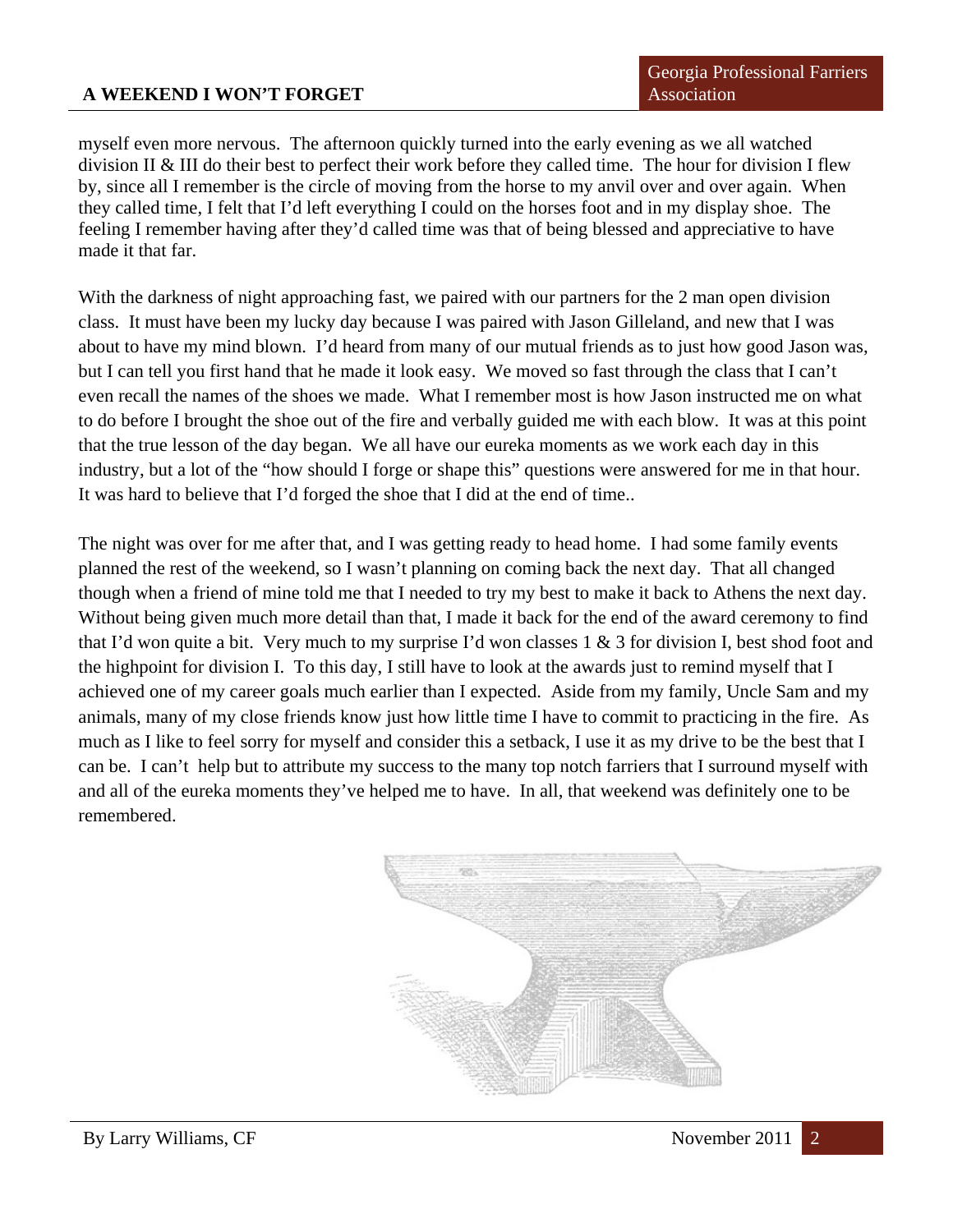myself even more nervous. The afternoon quickly turned into the early evening as we all watched division II & III do their best to perfect their work before they called time. The hour for division I flew by, since all I remember is the circle of moving from the horse to my anvil over and over again. When they called time, I felt that I'd left everything I could on the horses foot and in my display shoe. The feeling I remember having after they'd called time was that of being blessed and appreciative to have made it that far.

With the darkness of night approaching fast, we paired with our partners for the 2 man open division class. It must have been my lucky day because I was paired with Jason Gilleland, and new that I was about to have my mind blown. I'd heard from many of our mutual friends as to just how good Jason was, but I can tell you first hand that he made it look easy. We moved so fast through the class that I can't even recall the names of the shoes we made. What I remember most is how Jason instructed me on what to do before I brought the shoe out of the fire and verbally guided me with each blow. It was at this point that the true lesson of the day began. We all have our eureka moments as we work each day in this industry, but a lot of the "how should I forge or shape this" questions were answered for me in that hour. It was hard to believe that I'd forged the shoe that I did at the end of time..

The night was over for me after that, and I was getting ready to head home. I had some family events planned the rest of the weekend, so I wasn't planning on coming back the next day. That all changed though when a friend of mine told me that I needed to try my best to make it back to Athens the next day. Without being given much more detail than that, I made it back for the end of the award ceremony to find that I'd won quite a bit. Very much to my surprise I'd won classes 1 & 3 for division I, best shod foot and the highpoint for division I. To this day, I still have to look at the awards just to remind myself that I achieved one of my career goals much earlier than I expected. Aside from my family, Uncle Sam and my animals, many of my close friends know just how little time I have to commit to practicing in the fire. As much as I like to feel sorry for myself and consider this a setback, I use it as my drive to be the best that I can be. I can't help but to attribute my success to the many top notch farriers that I surround myself with and all of the eureka moments they've helped me to have. In all, that weekend was definitely one to be remembered.

By Larry Williams, CF